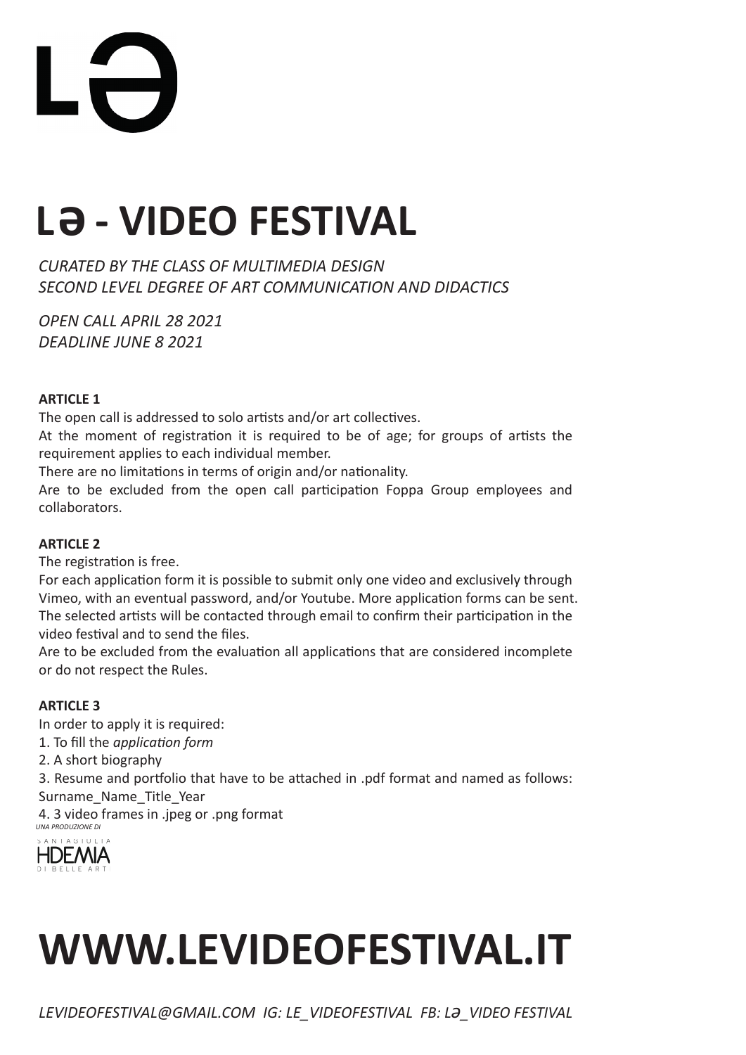# Lə - VIDEO FESTIVAL

*CURATED BY THE CLASS OF MULTIMEDIA DESIGN*
*SECOND LEVEL DEGREE OF ART COMMUNICATION AND DIDACTICS*

*OPEN CALL APRIL 28 2021*
*DEADLINE JUNE 8 2021*

**ARTICLE 1**

The open call is addressed to solo artists and/or art collectives.
At the moment of registration it is required to be of age; for groups of artists the requirement applies to each individual member.
There are no limitations in terms of origin and/or nationality.
Are to be excluded from the open call participation Foppa Group employees and collaborators.

**ARTICLE 2**

The registration is free.
For each application form it is possible to submit only one video and exclusively through Vimeo, with an eventual password, and/or Youtube. More application forms can be sent.
The selected artists will be contacted through email to confirm their participation in the video festival and to send the files.
Are to be excluded from the evaluation all applications that are considered incomplete or do not respect the Rules.

**ARTICLE 3**

In order to apply it is required:
1. To fill the *application form*
2. A short biography
3. Resume and portfolio that have to be attached in .pdf format and named as follows: Surname_Name_Title_Year
4. 3 video frames in .jpeg or .png format

*UNA PRODUZIONE DI*
SANTAGIULIA HDEMIA DI BELLE ARTI

# WWW.LEVIDEOFESTIVAL.IT

*LEVIDEOFESTIVAL@GMAIL.COM IG: LE_VIDEOFESTIVAL FB: Lə_VIDEO FESTIVAL*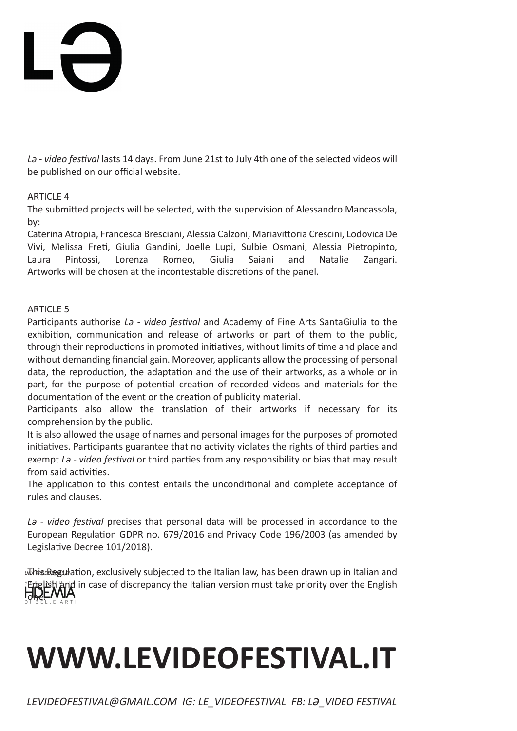*Lə - video festival* lasts 14 days. From June 21st to July 4th one of the selected videos will be published on our official website.

ARTICLE 4

The submitted projects will be selected, with the supervision of Alessandro Mancassola, by:

Caterina Atropia, Francesca Bresciani, Alessia Calzoni, Mariavittoria Crescini, Lodovica De Vivi, Melissa Freti, Giulia Gandini, Joelle Lupi, Sulbie Osmani, Alessia Pietropinto, Laura Pintossi, Lorenza Romeo, Giulia Saiani and Natalie Zangari. Artworks will be chosen at the incontestable discretions of the panel.

ARTICLE 5

Participants authorise *Lə - video festival* and Academy of Fine Arts SantaGiulia to the exhibition, communication and release of artworks or part of them to the public, through their reproductions in promoted initiatives, without limits of time and place and without demanding financial gain. Moreover, applicants allow the processing of personal data, the reproduction, the adaptation and the use of their artworks, as a whole or in part, for the purpose of potential creation of recorded videos and materials for the documentation of the event or the creation of publicity material.

Participants also allow the translation of their artworks if necessary for its comprehension by the public.

It is also allowed the usage of names and personal images for the purposes of promoted initiatives. Participants guarantee that no activity violates the rights of third parties and exempt *Lə - video festival* or third parties from any responsibility or bias that may result from said activities.

The application to this contest entails the unconditional and complete acceptance of rules and clauses.

*Lə - video festival* precises that personal data will be processed in accordance to the European Regulation GDPR no. 679/2016 and Privacy Code 196/2003 (as amended by Legislative Decree 101/2018).

This Regulation, exclusively subjected to the Italian law, has been drawn up in Italian and English and in case of discrepancy the Italian version must take priority over the English one.

# WWW.LEVIDEOFESTIVAL.IT

*LEVIDEOFESTIVAL@GMAIL.COM IG: LE_VIDEOFESTIVAL FB: LƏ_VIDEO FESTIVAL*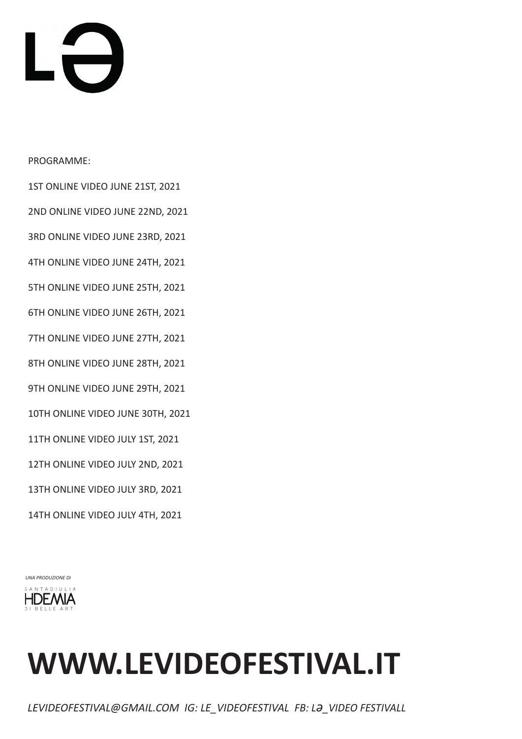Lə

PROGRAMME:

1ST ONLINE VIDEO JUNE 21ST, 2021

2ND ONLINE VIDEO JUNE 22ND, 2021

3RD ONLINE VIDEO JUNE 23RD, 2021

4TH ONLINE VIDEO JUNE 24TH, 2021

5TH ONLINE VIDEO JUNE 25TH, 2021

6TH ONLINE VIDEO JUNE 26TH, 2021

7TH ONLINE VIDEO JUNE 27TH, 2021

8TH ONLINE VIDEO JUNE 28TH, 2021

9TH ONLINE VIDEO JUNE 29TH, 2021

10TH ONLINE VIDEO JUNE 30TH, 2021

11TH ONLINE VIDEO JULY 1ST, 2021

12TH ONLINE VIDEO JULY 2ND, 2021

13TH ONLINE VIDEO JULY 3RD, 2021

14TH ONLINE VIDEO JULY 4TH, 2021

*UNA PRODUZIONE DI*

SANTAGIULIA
HDEMIA
DI BELLE ARTI

# WWW.LEVIDEOFESTIVAL.IT

*LEVIDEOFESTIVAL@GMAIL.COM IG: LE_VIDEOFESTIVAL FB: LƏ_VIDEO FESTIVALL*